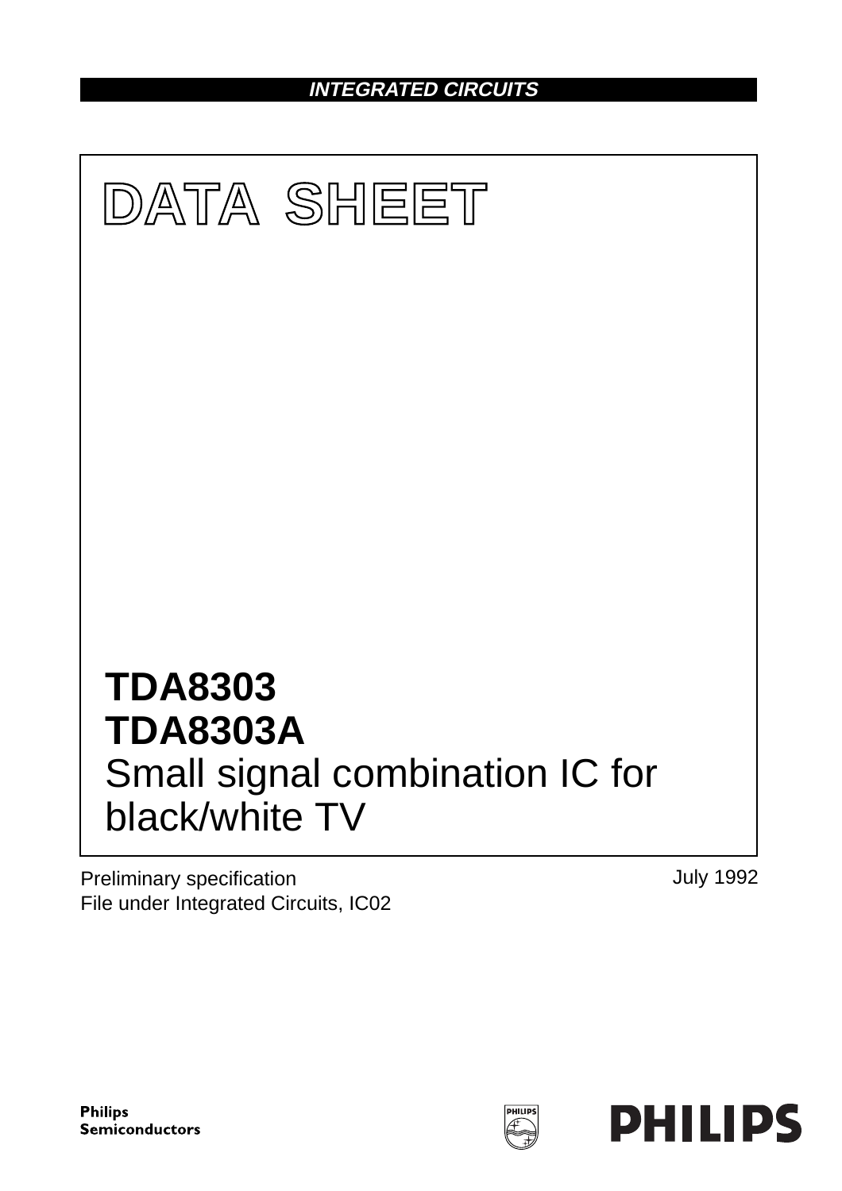INTEGRATED CIRCUITS

# DATA SHEET

# TDA8303
# TDA8303A
## Small signal combination IC for black/white TV

Preliminary specification
File under Integrated Circuits, IC02

July 1992

Philips
Semiconductors

PHILIPS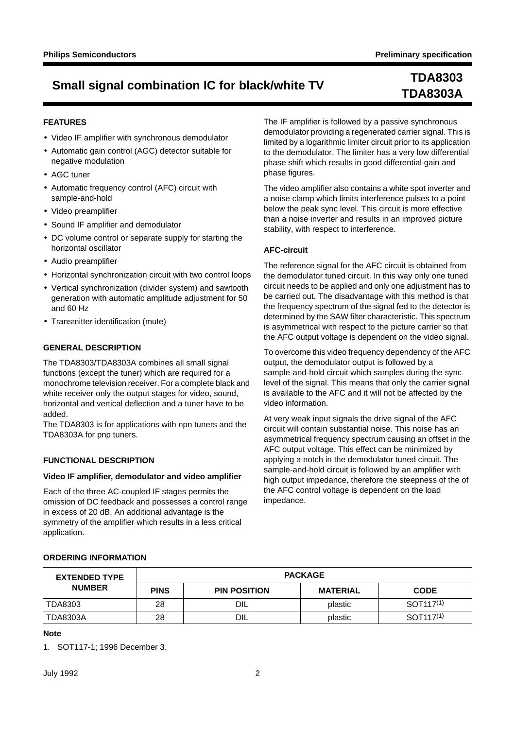## FEATURES

- Video IF amplifier with synchronous demodulator
- Automatic gain control (AGC) detector suitable for negative modulation
- AGC tuner
- Automatic frequency control (AFC) circuit with sample-and-hold
- Video preamplifier
- Sound IF amplifier and demodulator
- DC volume control or separate supply for starting the horizontal oscillator
- Audio preamplifier
- Horizontal synchronization circuit with two control loops
- Vertical synchronization (divider system) and sawtooth generation with automatic amplitude adjustment for 50 and 60 Hz
- Transmitter identification (mute)

## GENERAL DESCRIPTION

The TDA8303/TDA8303A combines all small signal functions (except the tuner) which are required for a monochrome television receiver. For a complete black and white receiver only the output stages for video, sound, horizontal and vertical deflection and a tuner have to be added.

The TDA8303 is for applications with npn tuners and the TDA8303A for pnp tuners.

## FUNCTIONAL DESCRIPTION

### Video IF amplifier, demodulator and video amplifier

Each of the three AC-coupled IF stages permits the omission of DC feedback and possesses a control range in excess of 20 dB. An additional advantage is the symmetry of the amplifier which results in a less critical application.

The IF amplifier is followed by a passive synchronous demodulator providing a regenerated carrier signal. This is limited by a logarithmic limiter circuit prior to its application to the demodulator. The limiter has a very low differential phase shift which results in good differential gain and phase figures.

The video amplifier also contains a white spot inverter and a noise clamp which limits interference pulses to a point below the peak sync level. This circuit is more effective than a noise inverter and results in an improved picture stability, with respect to interference.

### AFC-circuit

The reference signal for the AFC circuit is obtained from the demodulator tuned circuit. In this way only one tuned circuit needs to be applied and only one adjustment has to be carried out. The disadvantage with this method is that the frequency spectrum of the signal fed to the detector is determined by the SAW filter characteristic. This spectrum is asymmetrical with respect to the picture carrier so that the AFC output voltage is dependent on the video signal.

To overcome this video frequency dependency of the AFC output, the demodulator output is followed by a sample-and-hold circuit which samples during the sync level of the signal. This means that only the carrier signal is available to the AFC and it will not be affected by the video information.

At very weak input signals the drive signal of the AFC circuit will contain substantial noise. This noise has an asymmetrical frequency spectrum causing an offset in the AFC output voltage. This effect can be minimized by applying a notch in the demodulator tuned circuit. The sample-and-hold circuit is followed by an amplifier with high output impedance, therefore the steepness of the of the AFC control voltage is dependent on the load impedance.

## ORDERING INFORMATION

| EXTENDED TYPE NUMBER | PACKAGE | | | |
|---|---|---|---|---|
| | PINS | PIN POSITION | MATERIAL | CODE |
| TDA8303 | 28 | DIL | plastic | SOT117[(1)] |
| TDA8303A | 28 | DIL | plastic | SOT117[(1)] |

### Note

1. SOT117-1; 1996 December 3.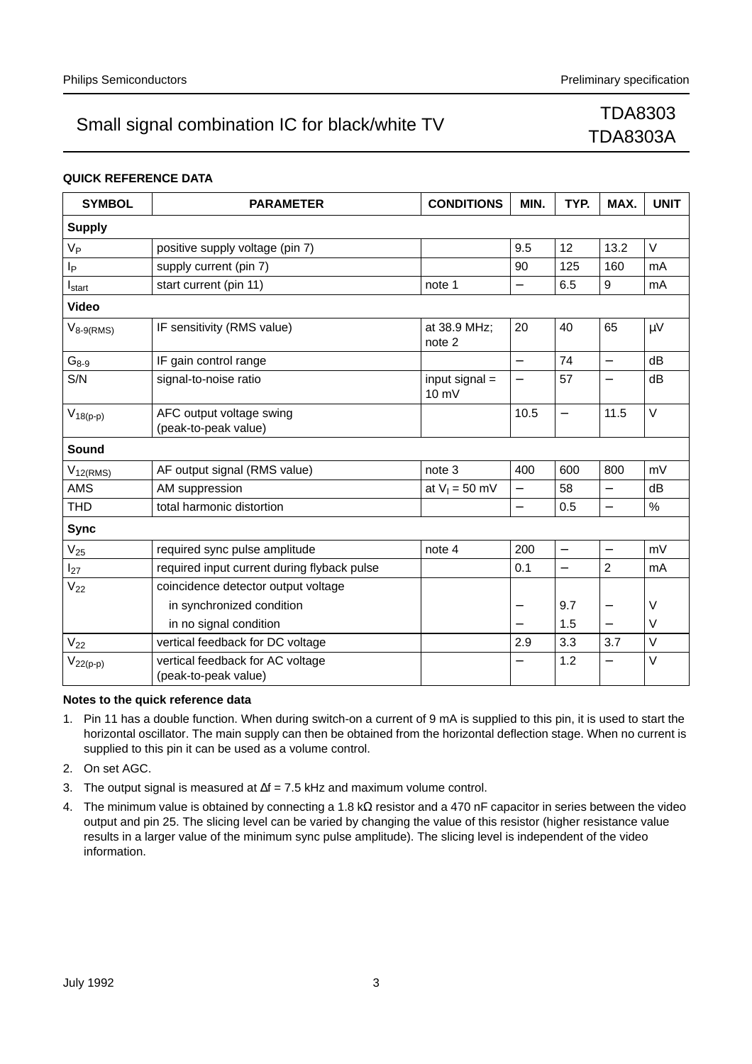## QUICK REFERENCE DATA

| SYMBOL | PARAMETER | CONDITIONS | MIN. | TYP. | MAX. | UNIT |
|---|---|---|---|---|---|---|
| **Supply** | | | | | | |
| $V_P$ | positive supply voltage (pin 7) | | 9.5 | 12 | 13.2 | V |
| $I_P$ | supply current (pin 7) | | 90 | 125 | 160 | mA |
| $I_{start}$ | start current (pin 11) | note 1 | − | 6.5 | 9 | mA |
| **Video** | | | | | | |
| $V_{8\text{-}9(RMS)}$ | IF sensitivity (RMS value) | at 38.9 MHz; note 2 | 20 | 40 | 65 | μV |
| $G_{8\text{-}9}$ | IF gain control range | | − | 74 | − | dB |
| S/N | signal-to-noise ratio | input signal = 10 mV | − | 57 | − | dB |
| $V_{18(p\text{-}p)}$ | AFC output voltage swing (peak-to-peak value) | | 10.5 | − | 11.5 | V |
| **Sound** | | | | | | |
| $V_{12(RMS)}$ | AF output signal (RMS value) | note 3 | 400 | 600 | 800 | mV |
| AMS | AM suppression | at $V_I$ = 50 mV | − | 58 | − | dB |
| THD | total harmonic distortion | | − | 0.5 | − | % |
| **Sync** | | | | | | |
| $V_{25}$ | required sync pulse amplitude | note 4 | 200 | − | − | mV |
| $I_{27}$ | required input current during flyback pulse | | 0.1 | − | 2 | mA |
| $V_{22}$ | coincidence detector output voltage | | | | | |
| | in synchronized condition | | − | 9.7 | − | V |
| | in no signal condition | | − | 1.5 | − | V |
| $V_{22}$ | vertical feedback for DC voltage | | 2.9 | 3.3 | 3.7 | V |
| $V_{22(p\text{-}p)}$ | vertical feedback for AC voltage (peak-to-peak value) | | − | 1.2 | − | V |

**Notes to the quick reference data**

1. Pin 11 has a double function. When during switch-on a current of 9 mA is supplied to this pin, it is used to start the horizontal oscillator. The main supply can then be obtained from the horizontal deflection stage. When no current is supplied to this pin it can be used as a volume control.
2. On set AGC.
3. The output signal is measured at Δf = 7.5 kHz and maximum volume control.
4. The minimum value is obtained by connecting a 1.8 kΩ resistor and a 470 nF capacitor in series between the video output and pin 25. The slicing level can be varied by changing the value of this resistor (higher resistance value results in a larger value of the minimum sync pulse amplitude). The slicing level is independent of the video information.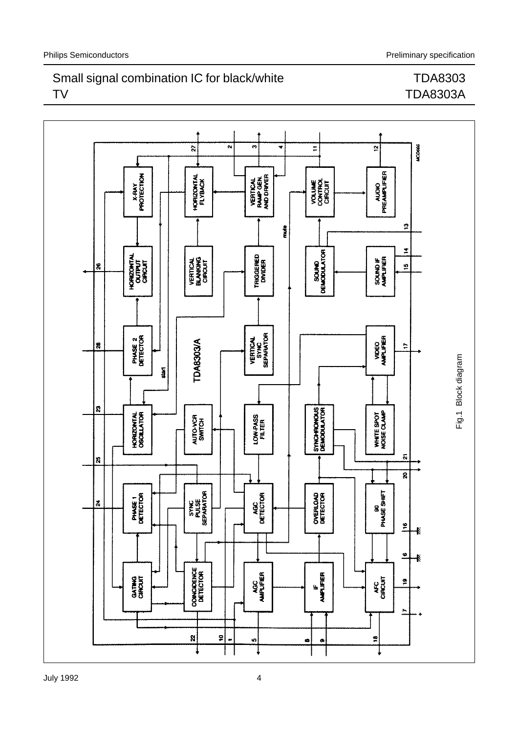Fig.1 Block diagram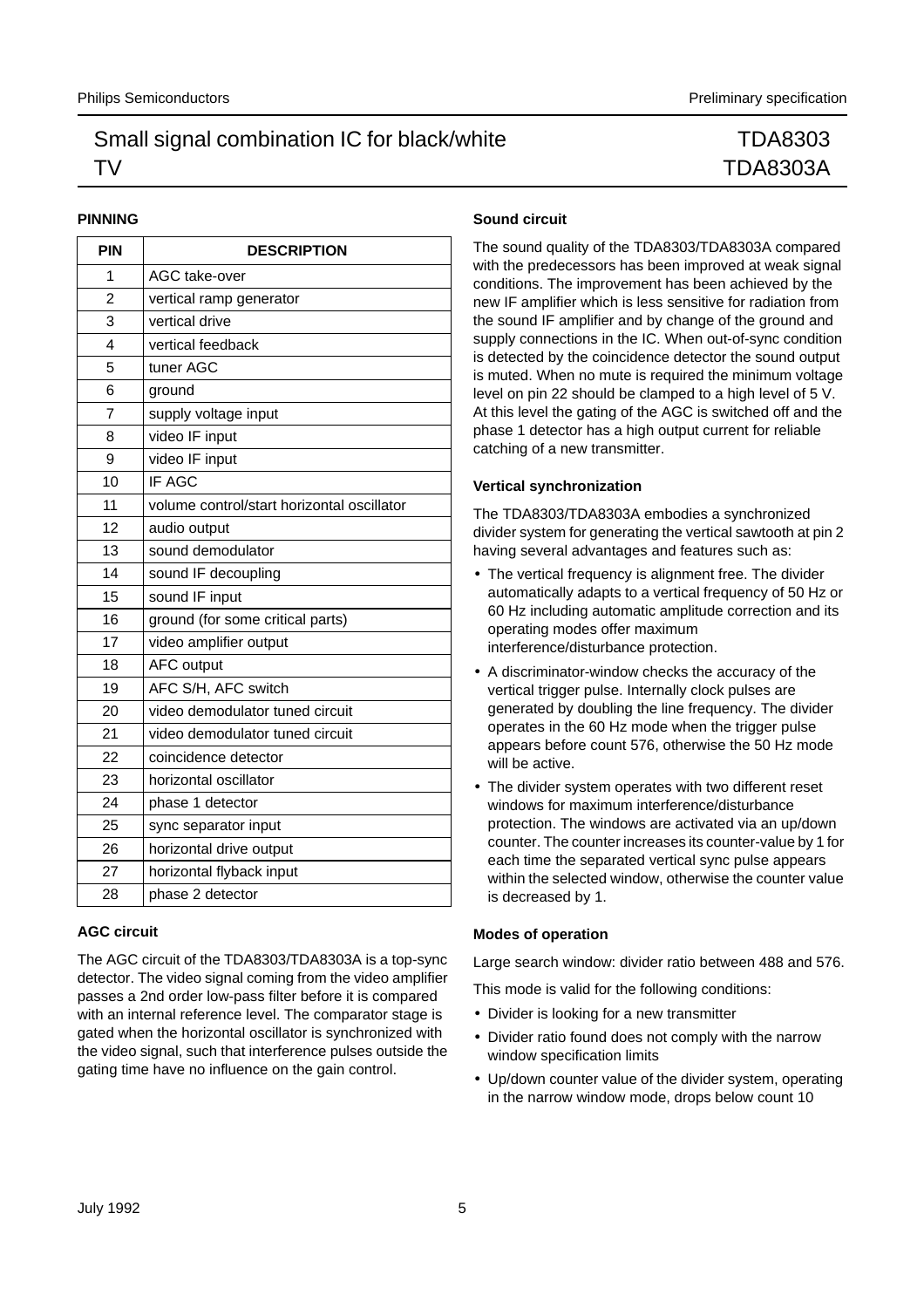## PINNING

| PIN | DESCRIPTION |
|---|---|
| 1 | AGC take-over |
| 2 | vertical ramp generator |
| 3 | vertical drive |
| 4 | vertical feedback |
| 5 | tuner AGC |
| 6 | ground |
| 7 | supply voltage input |
| 8 | video IF input |
| 9 | video IF input |
| 10 | IF AGC |
| 11 | volume control/start horizontal oscillator |
| 12 | audio output |
| 13 | sound demodulator |
| 14 | sound IF decoupling |
| 15 | sound IF input |
| 16 | ground (for some critical parts) |
| 17 | video amplifier output |
| 18 | AFC output |
| 19 | AFC S/H, AFC switch |
| 20 | video demodulator tuned circuit |
| 21 | video demodulator tuned circuit |
| 22 | coincidence detector |
| 23 | horizontal oscillator |
| 24 | phase 1 detector |
| 25 | sync separator input |
| 26 | horizontal drive output |
| 27 | horizontal flyback input |
| 28 | phase 2 detector |

### AGC circuit

The AGC circuit of the TDA8303/TDA8303A is a top-sync detector. The video signal coming from the video amplifier passes a 2nd order low-pass filter before it is compared with an internal reference level. The comparator stage is gated when the horizontal oscillator is synchronized with the video signal, such that interference pulses outside the gating time have no influence on the gain control.

### Sound circuit

The sound quality of the TDA8303/TDA8303A compared with the predecessors has been improved at weak signal conditions. The improvement has been achieved by the new IF amplifier which is less sensitive for radiation from the sound IF amplifier and by change of the ground and supply connections in the IC. When out-of-sync condition is detected by the coincidence detector the sound output is muted. When no mute is required the minimum voltage level on pin 22 should be clamped to a high level of 5 V. At this level the gating of the AGC is switched off and the phase 1 detector has a high output current for reliable catching of a new transmitter.

### Vertical synchronization

The TDA8303/TDA8303A embodies a synchronized divider system for generating the vertical sawtooth at pin 2 having several advantages and features such as:

- The vertical frequency is alignment free. The divider automatically adapts to a vertical frequency of 50 Hz or 60 Hz including automatic amplitude correction and its operating modes offer maximum interference/disturbance protection.
- A discriminator-window checks the accuracy of the vertical trigger pulse. Internally clock pulses are generated by doubling the line frequency. The divider operates in the 60 Hz mode when the trigger pulse appears before count 576, otherwise the 50 Hz mode will be active.
- The divider system operates with two different reset windows for maximum interference/disturbance protection. The windows are activated via an up/down counter. The counter increases its counter-value by 1 for each time the separated vertical sync pulse appears within the selected window, otherwise the counter value is decreased by 1.

### Modes of operation

Large search window: divider ratio between 488 and 576.

This mode is valid for the following conditions:

- Divider is looking for a new transmitter
- Divider ratio found does not comply with the narrow window specification limits
- Up/down counter value of the divider system, operating in the narrow window mode, drops below count 10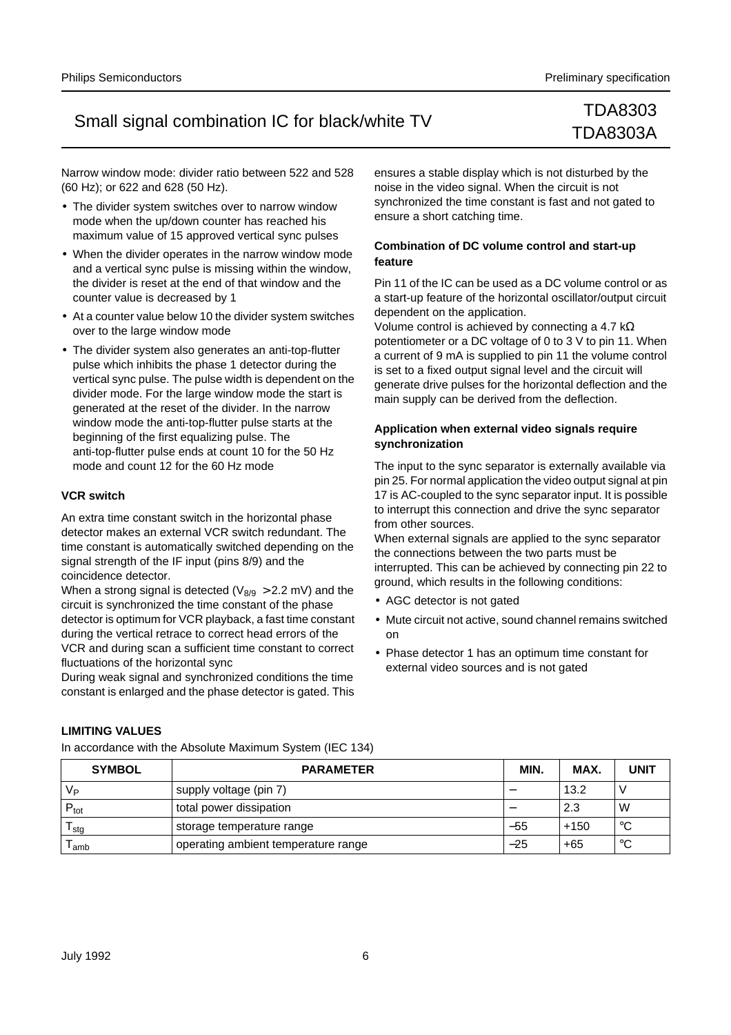Narrow window mode: divider ratio between 522 and 528 (60 Hz); or 622 and 628 (50 Hz).

- The divider system switches over to narrow window mode when the up/down counter has reached his maximum value of 15 approved vertical sync pulses
- When the divider operates in the narrow window mode and a vertical sync pulse is missing within the window, the divider is reset at the end of that window and the counter value is decreased by 1
- At a counter value below 10 the divider system switches over to the large window mode
- The divider system also generates an anti-top-flutter pulse which inhibits the phase 1 detector during the vertical sync pulse. The pulse width is dependent on the divider mode. For the large window mode the start is generated at the reset of the divider. In the narrow window mode the anti-top-flutter pulse starts at the beginning of the first equalizing pulse. The anti-top-flutter pulse ends at count 10 for the 50 Hz mode and count 12 for the 60 Hz mode

### VCR switch

An extra time constant switch in the horizontal phase detector makes an external VCR switch redundant. The time constant is automatically switched depending on the signal strength of the IF input (pins 8/9) and the coincidence detector.

When a strong signal is detected ($V_{8/9}$ > 2.2 mV) and the circuit is synchronized the time constant of the phase detector is optimum for VCR playback, a fast time constant during the vertical retrace to correct head errors of the VCR and during scan a sufficient time constant to correct fluctuations of the horizontal sync

During weak signal and synchronized conditions the time constant is enlarged and the phase detector is gated. This ensures a stable display which is not disturbed by the noise in the video signal. When the circuit is not synchronized the time constant is fast and not gated to ensure a short catching time.

### Combination of DC volume control and start-up feature

Pin 11 of the IC can be used as a DC volume control or as a start-up feature of the horizontal oscillator/output circuit dependent on the application.

Volume control is achieved by connecting a 4.7 kΩ potentiometer or a DC voltage of 0 to 3 V to pin 11. When a current of 9 mA is supplied to pin 11 the volume control is set to a fixed output signal level and the circuit will generate drive pulses for the horizontal deflection and the main supply can be derived from the deflection.

### Application when external video signals require synchronization

The input to the sync separator is externally available via pin 25. For normal application the video output signal at pin 17 is AC-coupled to the sync separator input. It is possible to interrupt this connection and drive the sync separator from other sources.

When external signals are applied to the sync separator the connections between the two parts must be interrupted. This can be achieved by connecting pin 22 to ground, which results in the following conditions:

- AGC detector is not gated
- Mute circuit not active, sound channel remains switched on
- Phase detector 1 has an optimum time constant for external video sources and is not gated

## LIMITING VALUES

In accordance with the Absolute Maximum System (IEC 134)

| SYMBOL | PARAMETER | MIN. | MAX. | UNIT |
|---|---|---|---|---|
| $V_P$ | supply voltage (pin 7) | – | 13.2 | V |
| $P_{tot}$ | total power dissipation | – | 2.3 | W |
| $T_{stg}$ | storage temperature range | –55 | +150 | °C |
| $T_{amb}$ | operating ambient temperature range | –25 | +65 | °C |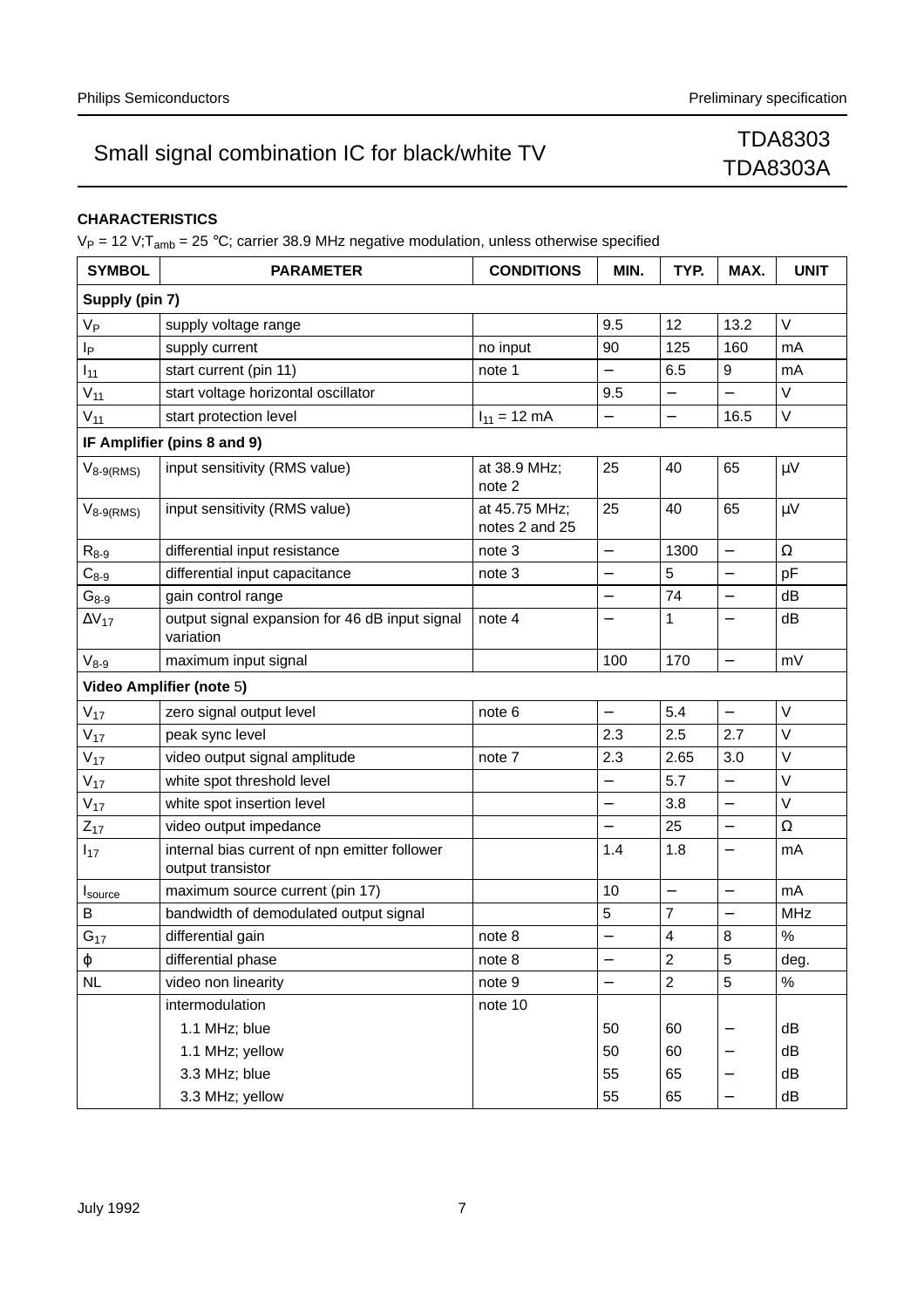## CHARACTERISTICS

$V_P$ = 12 V; $T_{amb}$ = 25 °C; carrier 38.9 MHz negative modulation, unless otherwise specified

| SYMBOL | PARAMETER | CONDITIONS | MIN. | TYP. | MAX. | UNIT |
|---|---|---|---|---|---|---|
| **Supply (pin 7)** | | | | | | |
| $V_P$ | supply voltage range | | 9.5 | 12 | 13.2 | V |
| $I_P$ | supply current | no input | 90 | 125 | 160 | mA |
| $I_{11}$ | start current (pin 11) | note 1 | – | 6.5 | 9 | mA |
| $V_{11}$ | start voltage horizontal oscillator | | 9.5 | – | – | V |
| $V_{11}$ | start protection level | $I_{11}$ = 12 mA | – | – | 16.5 | V |
| **IF Amplifier (pins 8 and 9)** | | | | | | |
| $V_{8\text{-}9(RMS)}$ | input sensitivity (RMS value) | at 38.9 MHz; note 2 | 25 | 40 | 65 | μV |
| $V_{8\text{-}9(RMS)}$ | input sensitivity (RMS value) | at 45.75 MHz; notes 2 and 25 | 25 | 40 | 65 | μV |
| $R_{8\text{-}9}$ | differential input resistance | note 3 | – | 1300 | – | Ω |
| $C_{8\text{-}9}$ | differential input capacitance | note 3 | – | 5 | – | pF |
| $G_{8\text{-}9}$ | gain control range | | – | 74 | – | dB |
| $\Delta V_{17}$ | output signal expansion for 46 dB input signal variation | note 4 | – | 1 | – | dB |
| $V_{8\text{-}9}$ | maximum input signal | | 100 | 170 | – | mV |
| **Video Amplifier (note 5)** | | | | | | |
| $V_{17}$ | zero signal output level | note 6 | – | 5.4 | – | V |
| $V_{17}$ | peak sync level | | 2.3 | 2.5 | 2.7 | V |
| $V_{17}$ | video output signal amplitude | note 7 | 2.3 | 2.65 | 3.0 | V |
| $V_{17}$ | white spot threshold level | | – | 5.7 | – | V |
| $V_{17}$ | white spot insertion level | | – | 3.8 | – | V |
| $Z_{17}$ | video output impedance | | – | 25 | – | Ω |
| $I_{17}$ | internal bias current of npn emitter follower output transistor | | 1.4 | 1.8 | – | mA |
| $I_{source}$ | maximum source current (pin 17) | | 10 | – | – | mA |
| B | bandwidth of demodulated output signal | | 5 | 7 | – | MHz |
| $G_{17}$ | differential gain | note 8 | – | 4 | 8 | % |
| $\varphi$ | differential phase | note 8 | – | 2 | 5 | deg. |
| NL | video non linearity | note 9 | – | 2 | 5 | % |
| | intermodulation | note 10 | | | | |
| | 1.1 MHz; blue | | 50 | 60 | – | dB |
| | 1.1 MHz; yellow | | 50 | 60 | – | dB |
| | 3.3 MHz; blue | | 55 | 65 | – | dB |
| | 3.3 MHz; yellow | | 55 | 65 | – | dB |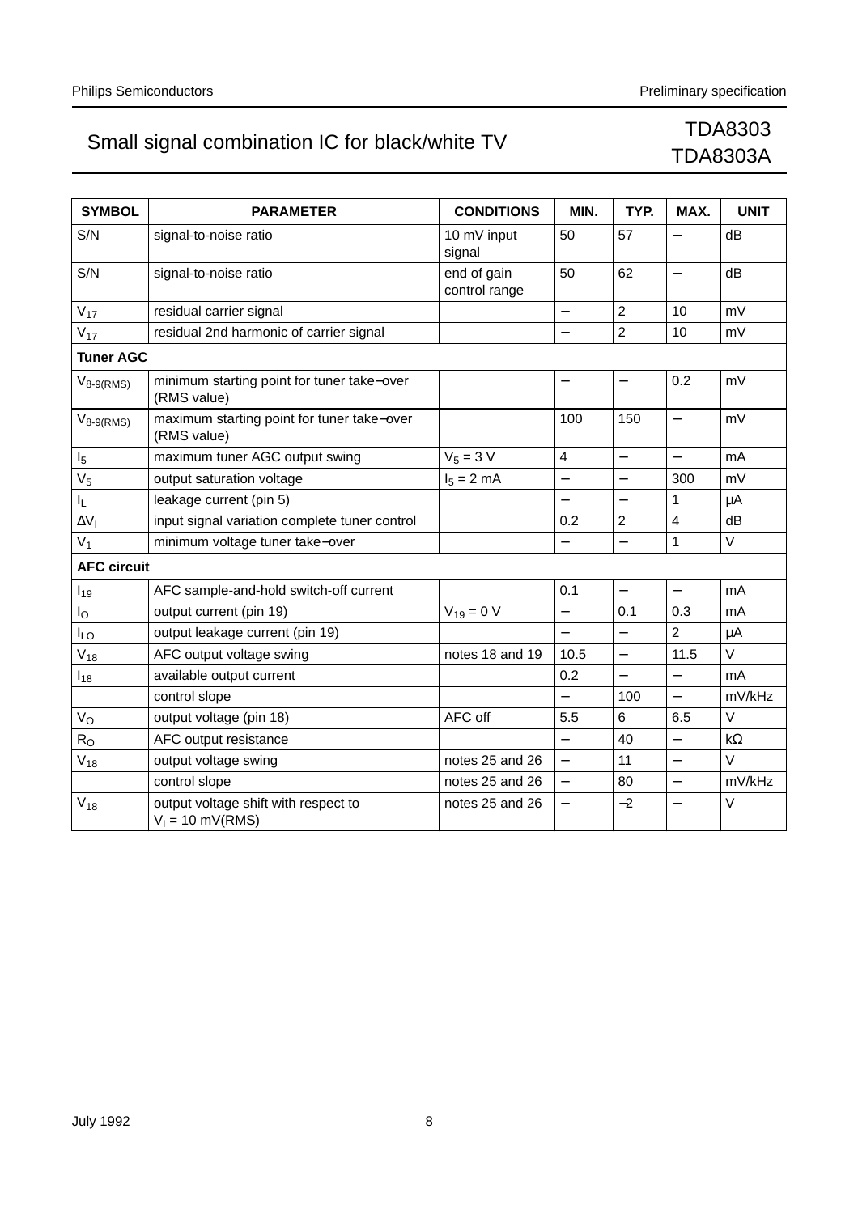| SYMBOL | PARAMETER | CONDITIONS | MIN. | TYP. | MAX. | UNIT |
|---|---|---|---|---|---|---|
| S/N | signal-to-noise ratio | 10 mV input signal | 50 | 57 | − | dB |
| S/N | signal-to-noise ratio | end of gain control range | 50 | 62 | − | dB |
| $V_{17}$ | residual carrier signal | | − | 2 | 10 | mV |
| $V_{17}$ | residual 2nd harmonic of carrier signal | | − | 2 | 10 | mV |
| **Tuner AGC** | | | | | | |
| $V_{8\text{-}9(RMS)}$ | minimum starting point for tuner take−over (RMS value) | | − | − | 0.2 | mV |
| $V_{8\text{-}9(RMS)}$ | maximum starting point for tuner take−over (RMS value) | | 100 | 150 | − | mV |
| $I_5$ | maximum tuner AGC output swing | $V_5$ = 3 V | 4 | − | − | mA |
| $V_5$ | output saturation voltage | $I_5$ = 2 mA | − | − | 300 | mV |
| $I_L$ | leakage current (pin 5) | | − | − | 1 | μA |
| $\Delta V_I$ | input signal variation complete tuner control | | 0.2 | 2 | 4 | dB |
| $V_1$ | minimum voltage tuner take−over | | − | − | 1 | V |
| **AFC circuit** | | | | | | |
| $I_{19}$ | AFC sample-and-hold switch-off current | | 0.1 | − | − | mA |
| $I_O$ | output current (pin 19) | $V_{19}$ = 0 V | − | 0.1 | 0.3 | mA |
| $I_{LO}$ | output leakage current (pin 19) | | − | − | 2 | μA |
| $V_{18}$ | AFC output voltage swing | notes 18 and 19 | 10.5 | − | 11.5 | V |
| $I_{18}$ | available output current | | 0.2 | − | − | mA |
| | control slope | | − | 100 | − | mV/kHz |
| $V_O$ | output voltage (pin 18) | AFC off | 5.5 | 6 | 6.5 | V |
| $R_O$ | AFC output resistance | | − | 40 | − | kΩ |
| $V_{18}$ | output voltage swing | notes 25 and 26 | − | 11 | − | V |
| | control slope | notes 25 and 26 | − | 80 | − | mV/kHz |
| $V_{18}$ | output voltage shift with respect to $V_I$ = 10 mV(RMS) | notes 25 and 26 | − | −2 | − | V |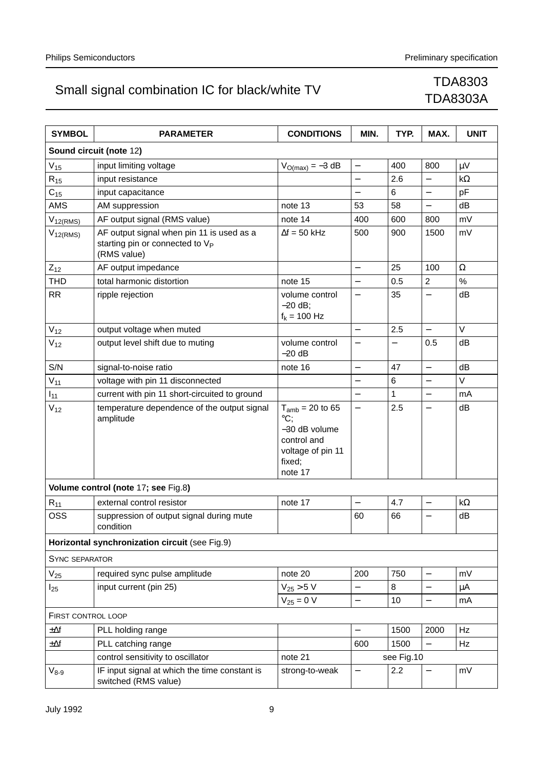# Small signal combination IC for black/white TV — TDA8303 / TDA8303A

| SYMBOL | PARAMETER | CONDITIONS | MIN. | TYP. | MAX. | UNIT |
|---|---|---|---|---|---|---|
| **Sound circuit (note 12)** | | | | | | |
| $V_{15}$ | input limiting voltage | $V_{O(max)} = -3$ dB | − | 400 | 800 | μV |
| $R_{15}$ | input resistance | | − | 2.6 | − | kΩ |
| $C_{15}$ | input capacitance | | − | 6 | − | pF |
| AMS | AM suppression | note 13 | 53 | 58 | − | dB |
| $V_{12(RMS)}$ | AF output signal (RMS value) | note 14 | 400 | 600 | 800 | mV |
| $V_{12(RMS)}$ | AF output signal when pin 11 is used as a starting pin or connected to $V_P$ (RMS value) | Δf = 50 kHz | 500 | 900 | 1500 | mV |
| $Z_{12}$ | AF output impedance | | − | 25 | 100 | Ω |
| THD | total harmonic distortion | note 15 | − | 0.5 | 2 | % |
| RR | ripple rejection | volume control −20 dB; $f_k$ = 100 Hz | − | 35 | − | dB |
| $V_{12}$ | output voltage when muted | | − | 2.5 | − | V |
| $V_{12}$ | output level shift due to muting | volume control −20 dB | − | − | 0.5 | dB |
| S/N | signal-to-noise ratio | note 16 | − | 47 | − | dB |
| $V_{11}$ | voltage with pin 11 disconnected | | − | 6 | − | V |
| $I_{11}$ | current with pin 11 short-circuited to ground | | − | 1 | − | mA |
| $V_{12}$ | temperature dependence of the output signal amplitude | $T_{amb}$ = 20 to 65 °C; −30 dB volume control and voltage of pin 11 fixed; note 17 | − | 2.5 | − | dB |
| **Volume control (note 17; see Fig.8)** | | | | | | |
| $R_{11}$ | external control resistor | note 17 | − | 4.7 | − | kΩ |
| OSS | suppression of output signal during mute condition | | 60 | 66 | − | dB |
| **Horizontal synchronization circuit** (see Fig.9) | | | | | | |
| SYNC SEPARATOR | | | | | | |
| $V_{25}$ | required sync pulse amplitude | note 20 | 200 | 750 | − | mV |
| $I_{25}$ | input current (pin 25) | $V_{25}$ > 5 V | − | 8 | − | μA |
| | | $V_{25}$ = 0 V | − | 10 | − | mA |
| FIRST CONTROL LOOP | | | | | | |
| ±Δf | PLL holding range | | − | 1500 | 2000 | Hz |
| ±Δf | PLL catching range | | 600 | 1500 | − | Hz |
| | control sensitivity to oscillator | note 21 | | see Fig.10 | | |
| $V_{8\text{-}9}$ | IF input signal at which the time constant is switched (RMS value) | strong-to-weak | − | 2.2 | − | mV |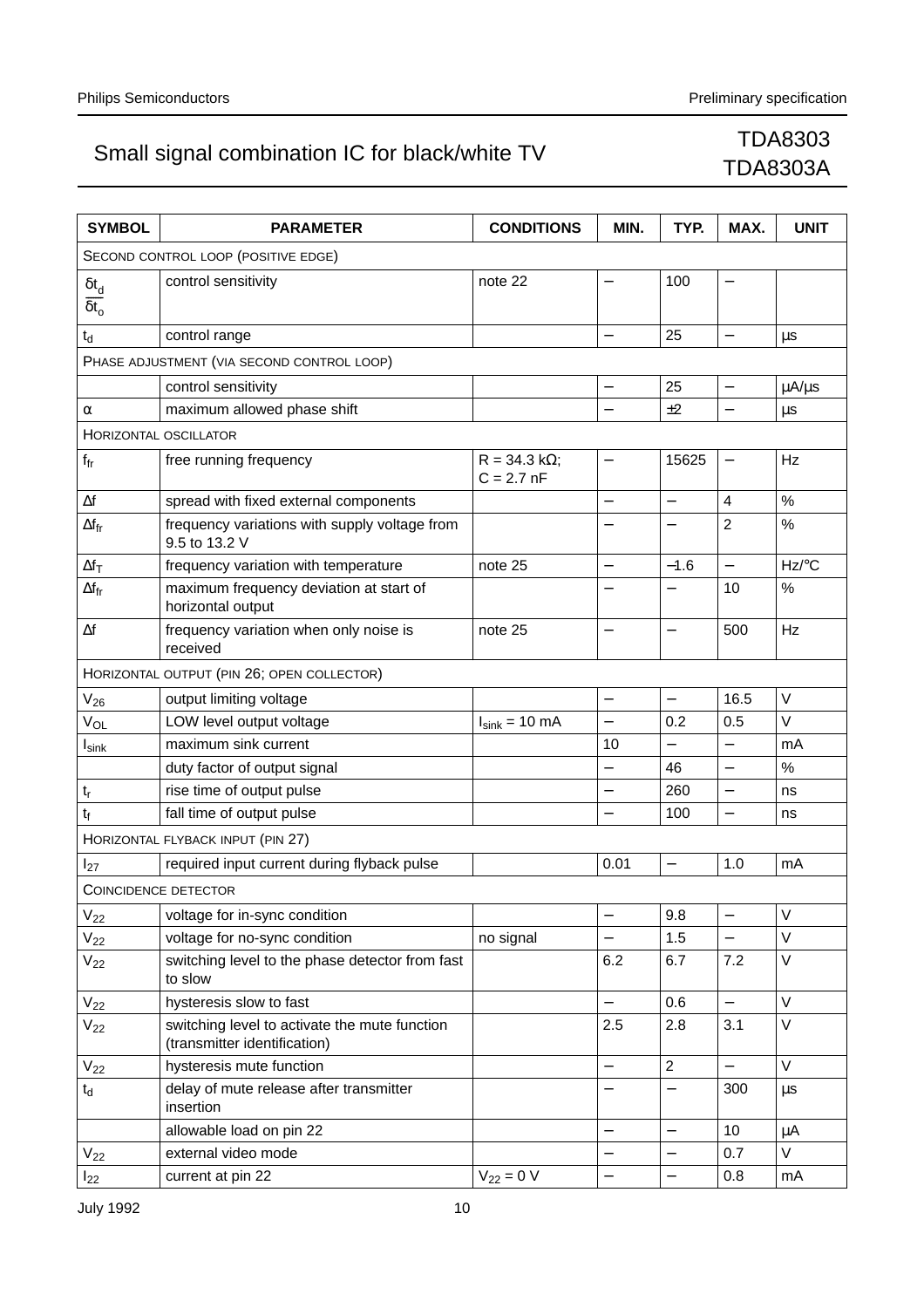# Small signal combination IC for black/white TV

TDA8303
TDA8303A

| SYMBOL | PARAMETER | CONDITIONS | MIN. | TYP. | MAX. | UNIT |
|---|---|---|---|---|---|---|
| SECOND CONTROL LOOP (POSITIVE EDGE) | | | | | | |
| $\frac{\delta t_d}{\delta t_o}$ | control sensitivity | note 22 | – | 100 | – | |
| $t_d$ | control range | | – | 25 | – | µs |
| PHASE ADJUSTMENT (VIA SECOND CONTROL LOOP) | | | | | | |
| | control sensitivity | | – | 25 | – | µA/µs |
| $\alpha$ | maximum allowed phase shift | | – | ±2 | – | µs |
| HORIZONTAL OSCILLATOR | | | | | | |
| $f_{fr}$ | free running frequency | R = 34.3 kΩ; C = 2.7 nF | – | 15625 | – | Hz |
| $\Delta f$ | spread with fixed external components | | – | – | 4 | % |
| $\Delta f_{fr}$ | frequency variations with supply voltage from 9.5 to 13.2 V | | – | – | 2 | % |
| $\Delta f_T$ | frequency variation with temperature | note 25 | – | −1.6 | – | Hz/°C |
| $\Delta f_{fr}$ | maximum frequency deviation at start of horizontal output | | – | – | 10 | % |
| $\Delta f$ | frequency variation when only noise is received | note 25 | – | – | 500 | Hz |
| HORIZONTAL OUTPUT (PIN 26; OPEN COLLECTOR) | | | | | | |
| $V_{26}$ | output limiting voltage | | – | – | 16.5 | V |
| $V_{OL}$ | LOW level output voltage | $I_{sink}$ = 10 mA | – | 0.2 | 0.5 | V |
| $I_{sink}$ | maximum sink current | | 10 | – | – | mA |
| | duty factor of output signal | | – | 46 | – | % |
| $t_r$ | rise time of output pulse | | – | 260 | – | ns |
| $t_f$ | fall time of output pulse | | – | 100 | – | ns |
| HORIZONTAL FLYBACK INPUT (PIN 27) | | | | | | |
| $I_{27}$ | required input current during flyback pulse | | 0.01 | – | 1.0 | mA |
| COINCIDENCE DETECTOR | | | | | | |
| $V_{22}$ | voltage for in-sync condition | | – | 9.8 | – | V |
| $V_{22}$ | voltage for no-sync condition | no signal | – | 1.5 | – | V |
| $V_{22}$ | switching level to the phase detector from fast to slow | | 6.2 | 6.7 | 7.2 | V |
| $V_{22}$ | hysteresis slow to fast | | – | 0.6 | – | V |
| $V_{22}$ | switching level to activate the mute function (transmitter identification) | | 2.5 | 2.8 | 3.1 | V |
| $V_{22}$ | hysteresis mute function | | – | 2 | – | V |
| $t_d$ | delay of mute release after transmitter insertion | | – | – | 300 | µs |
| | allowable load on pin 22 | | – | – | 10 | µA |
| $V_{22}$ | external video mode | | – | – | 0.7 | V |
| $I_{22}$ | current at pin 22 | $V_{22}$ = 0 V | – | – | 0.8 | mA |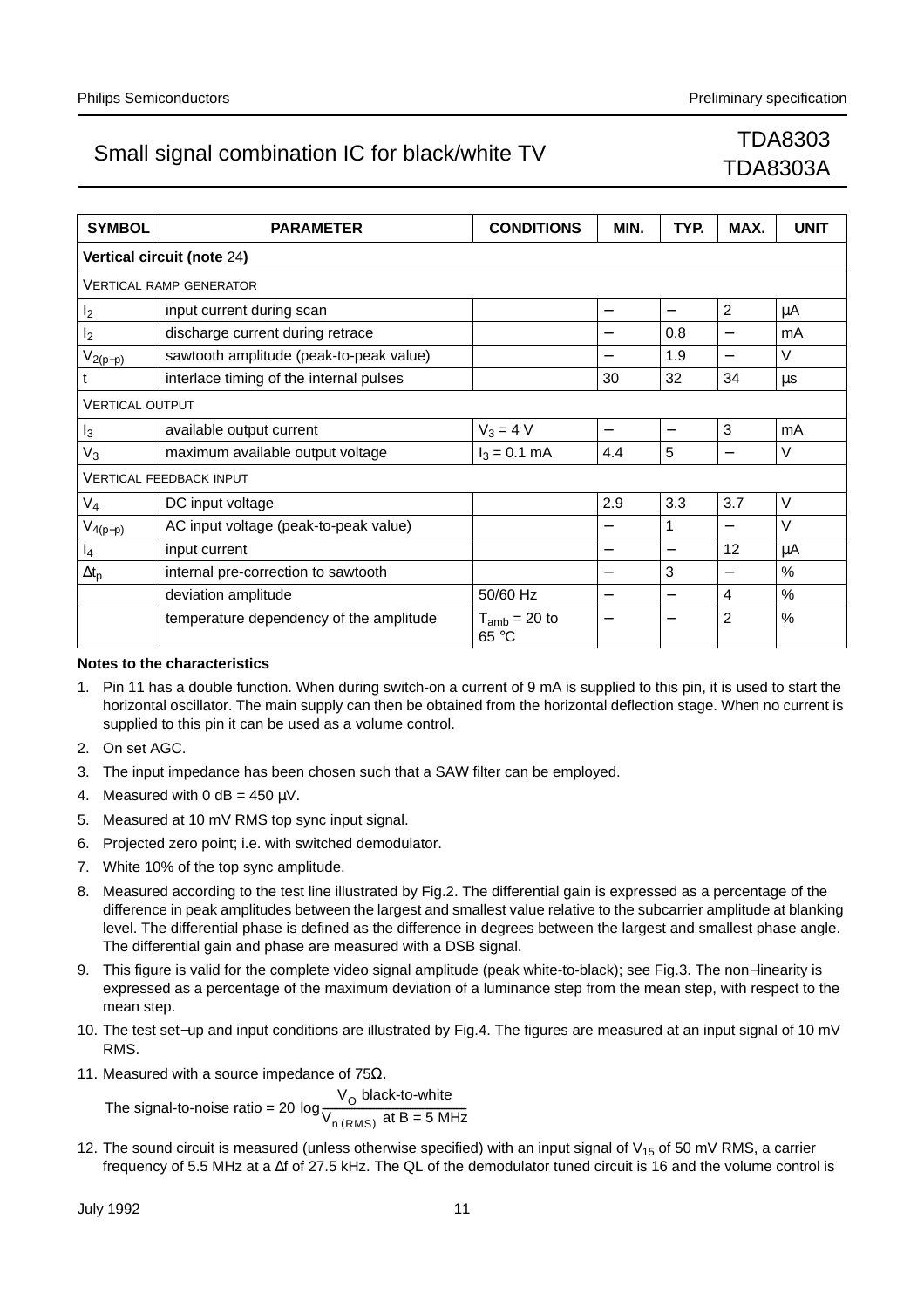| SYMBOL | PARAMETER | CONDITIONS | MIN. | TYP. | MAX. | UNIT |
|---|---|---|---|---|---|---|
| **Vertical circuit (note 24)** | | | | | | |
| VERTICAL RAMP GENERATOR | | | | | | |
| $I_2$ | input current during scan | | − | − | 2 | μA |
| $I_2$ | discharge current during retrace | | − | 0.8 | − | mA |
| $V_{2(p-p)}$ | sawtooth amplitude (peak-to-peak value) | | − | 1.9 | − | V |
| t | interlace timing of the internal pulses | | 30 | 32 | 34 | μs |
| VERTICAL OUTPUT | | | | | | |
| $I_3$ | available output current | $V_3$ = 4 V | − | − | 3 | mA |
| $V_3$ | maximum available output voltage | $I_3$ = 0.1 mA | 4.4 | 5 | − | V |
| VERTICAL FEEDBACK INPUT | | | | | | |
| $V_4$ | DC input voltage | | 2.9 | 3.3 | 3.7 | V |
| $V_{4(p-p)}$ | AC input voltage (peak-to-peak value) | | − | 1 | − | V |
| $I_4$ | input current | | − | − | 12 | μA |
| $\Delta t_p$ | internal pre-correction to sawtooth | | − | 3 | − | % |
| | deviation amplitude | 50/60 Hz | − | − | 4 | % |
| | temperature dependency of the amplitude | $T_{amb}$ = 20 to 65 °C | − | − | 2 | % |

**Notes to the characteristics**

1. Pin 11 has a double function. When during switch-on a current of 9 mA is supplied to this pin, it is used to start the horizontal oscillator. The main supply can then be obtained from the horizontal deflection stage. When no current is supplied to this pin it can be used as a volume control.
2. On set AGC.
3. The input impedance has been chosen such that a SAW filter can be employed.
4. Measured with 0 dB = 450 μV.
5. Measured at 10 mV RMS top sync input signal.
6. Projected zero point; i.e. with switched demodulator.
7. White 10% of the top sync amplitude.
8. Measured according to the test line illustrated by Fig.2. The differential gain is expressed as a percentage of the difference in peak amplitudes between the largest and smallest value relative to the subcarrier amplitude at blanking level. The differential phase is defined as the difference in degrees between the largest and smallest phase angle. The differential gain and phase are measured with a DSB signal.
9. This figure is valid for the complete video signal amplitude (peak white-to-black); see Fig.3. The non-linearity is expressed as a percentage of the maximum deviation of a luminance step from the mean step, with respect to the mean step.
10. The test set-up and input conditions are illustrated by Fig.4. The figures are measured at an input signal of 10 mV RMS.
11. Measured with a source impedance of 75Ω.

    The signal-to-noise ratio = $20\ \log\frac{V_O\ \text{black-to-white}}{V_{n\,(RMS)}\ \text{at B = 5 MHz}}$

12. The sound circuit is measured (unless otherwise specified) with an input signal of $V_{15}$ of 50 mV RMS, a carrier frequency of 5.5 MHz at a Δf of 27.5 kHz. The QL of the demodulator tuned circuit is 16 and the volume control is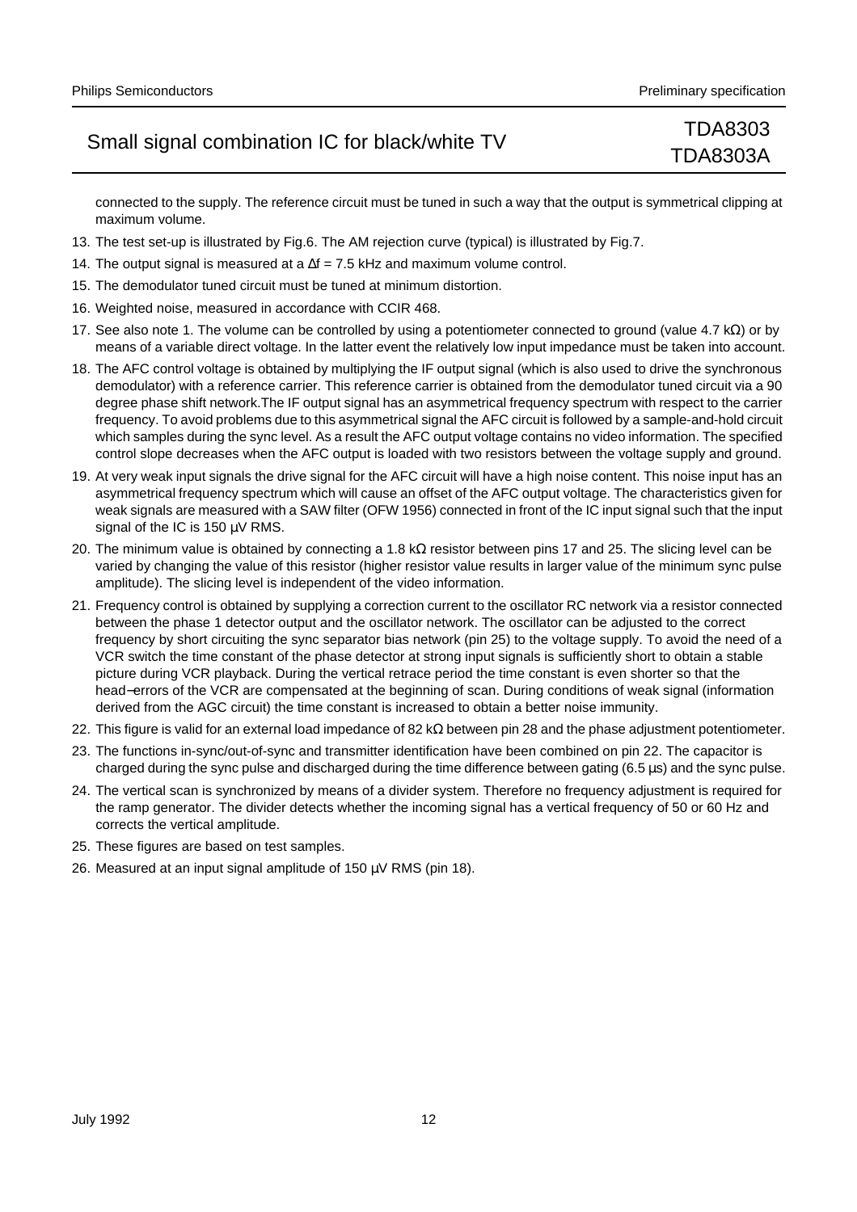connected to the supply. The reference circuit must be tuned in such a way that the output is symmetrical clipping at maximum volume.

13. The test set-up is illustrated by Fig.6. The AM rejection curve (typical) is illustrated by Fig.7.
14. The output signal is measured at a Δf = 7.5 kHz and maximum volume control.
15. The demodulator tuned circuit must be tuned at minimum distortion.
16. Weighted noise, measured in accordance with CCIR 468.
17. See also note 1. The volume can be controlled by using a potentiometer connected to ground (value 4.7 kΩ) or by means of a variable direct voltage. In the latter event the relatively low input impedance must be taken into account.
18. The AFC control voltage is obtained by multiplying the IF output signal (which is also used to drive the synchronous demodulator) with a reference carrier. This reference carrier is obtained from the demodulator tuned circuit via a 90 degree phase shift network.The IF output signal has an asymmetrical frequency spectrum with respect to the carrier frequency. To avoid problems due to this asymmetrical signal the AFC circuit is followed by a sample-and-hold circuit which samples during the sync level. As a result the AFC output voltage contains no video information. The specified control slope decreases when the AFC output is loaded with two resistors between the voltage supply and ground.
19. At very weak input signals the drive signal for the AFC circuit will have a high noise content. This noise input has an asymmetrical frequency spectrum which will cause an offset of the AFC output voltage. The characteristics given for weak signals are measured with a SAW filter (OFW 1956) connected in front of the IC input signal such that the input signal of the IC is 150 μV RMS.
20. The minimum value is obtained by connecting a 1.8 kΩ resistor between pins 17 and 25. The slicing level can be varied by changing the value of this resistor (higher resistor value results in larger value of the minimum sync pulse amplitude). The slicing level is independent of the video information.
21. Frequency control is obtained by supplying a correction current to the oscillator RC network via a resistor connected between the phase 1 detector output and the oscillator network. The oscillator can be adjusted to the correct frequency by short circuiting the sync separator bias network (pin 25) to the voltage supply. To avoid the need of a VCR switch the time constant of the phase detector at strong input signals is sufficiently short to obtain a stable picture during VCR playback. During the vertical retrace period the time constant is even shorter so that the head−errors of the VCR are compensated at the beginning of scan. During conditions of weak signal (information derived from the AGC circuit) the time constant is increased to obtain a better noise immunity.
22. This figure is valid for an external load impedance of 82 kΩ between pin 28 and the phase adjustment potentiometer.
23. The functions in-sync/out-of-sync and transmitter identification have been combined on pin 22. The capacitor is charged during the sync pulse and discharged during the time difference between gating (6.5 μs) and the sync pulse.
24. The vertical scan is synchronized by means of a divider system. Therefore no frequency adjustment is required for the ramp generator. The divider detects whether the incoming signal has a vertical frequency of 50 or 60 Hz and corrects the vertical amplitude.
25. These figures are based on test samples.
26. Measured at an input signal amplitude of 150 μV RMS (pin 18).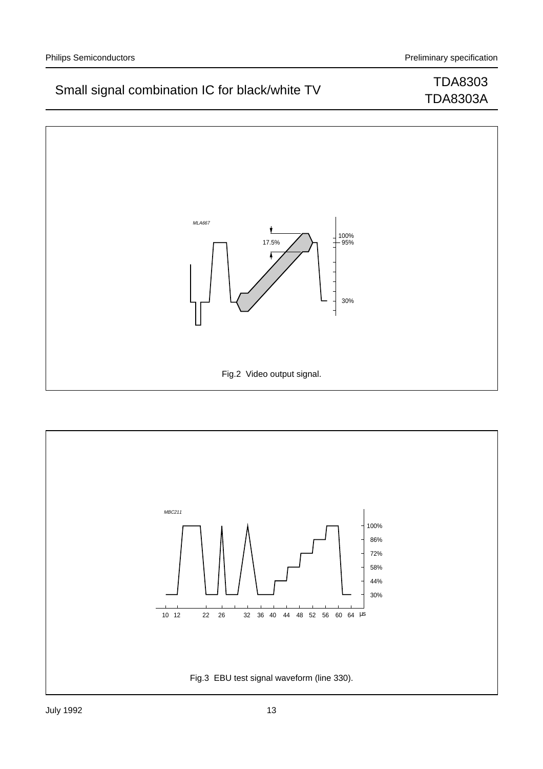MLA667

17.5%

100%
95%

30%

Fig.2 Video output signal.

MBC211

100%
86%
72%
58%
44%
30%

10 12 22 26 32 36 40 44 48 52 56 60 64 μs

Fig.3 EBU test signal waveform (line 330).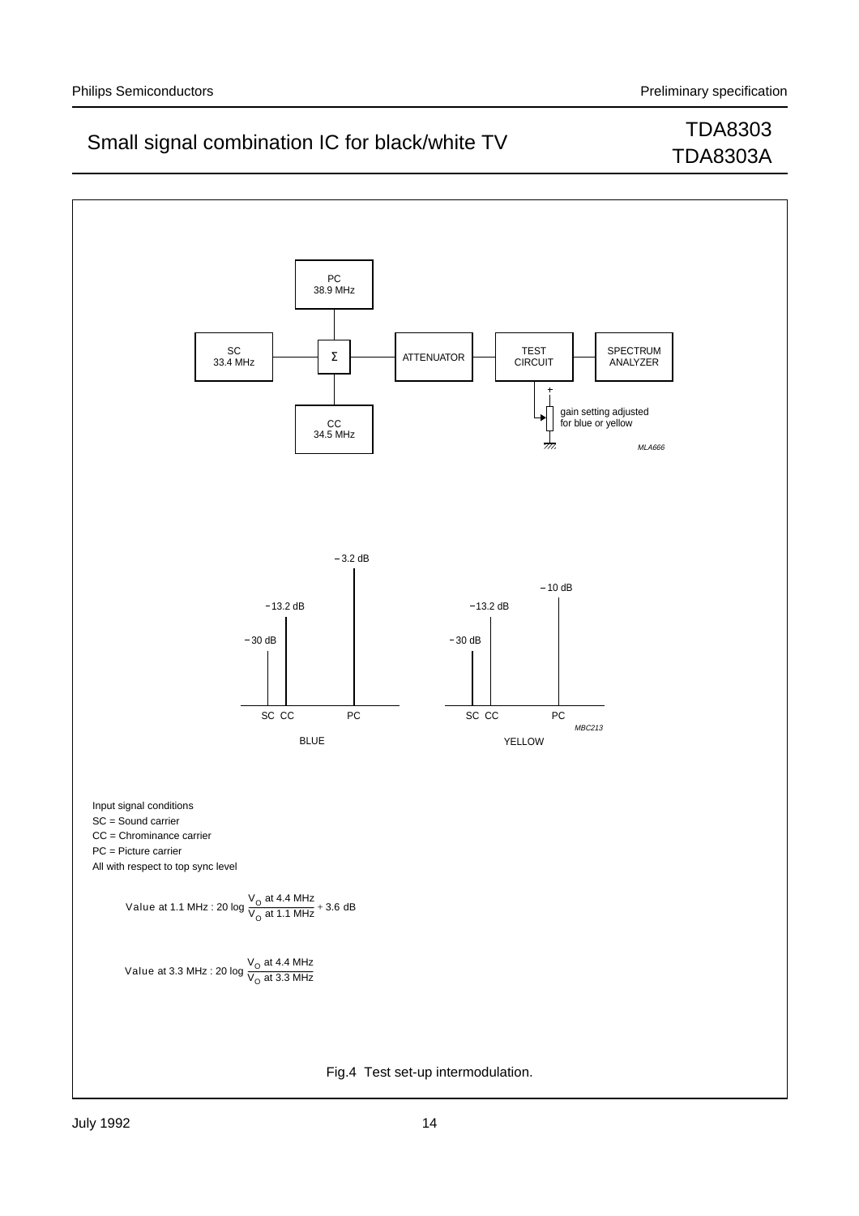PC 38.9 MHz

SC 33.4 MHz

Σ

ATTENUATOR

TEST CIRCUIT

SPECTRUM ANALYZER

gain setting adjusted for blue or yellow

CC 34.5 MHz

MLA666

−3.2 dB

−13.2 dB

−30 dB

SC CC PC

BLUE

−10 dB

−13.2 dB

−30 dB

SC CC PC

YELLOW

MBC213

Input signal conditions

SC = Sound carrier

CC = Chrominance carrier

PC = Picture carrier

All with respect to top sync level

$$\text{Value at 1.1 MHz} : 20\log\frac{V_O \text{ at 4.4 MHz}}{V_O \text{ at 1.1 MHz}} + 3.6 \text{ dB}$$

$$\text{Value at 3.3 MHz} : 20\log\frac{V_O \text{ at 4.4 MHz}}{V_O \text{ at 3.3 MHz}}$$

Fig.4 Test set-up intermodulation.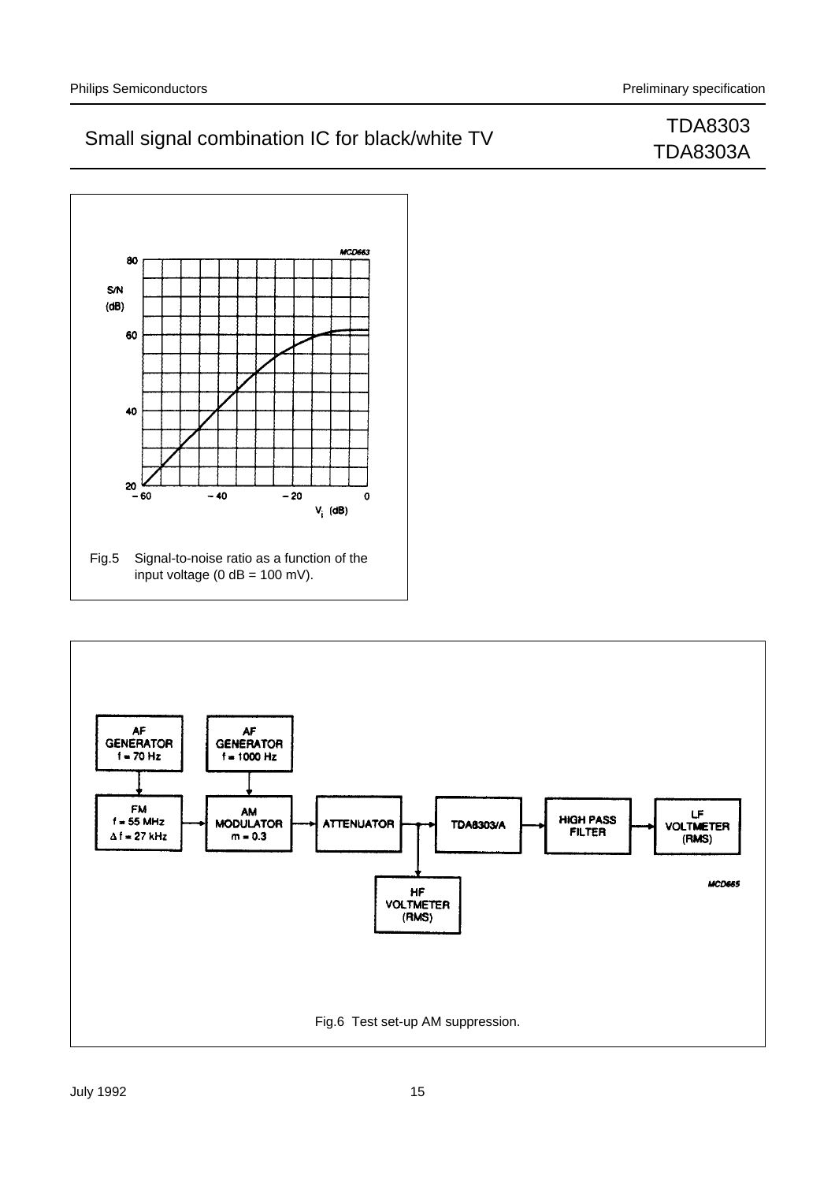Fig.5 Signal-to-noise ratio as a function of the input voltage (0 dB = 100 mV).

Fig.6 Test set-up AM suppression.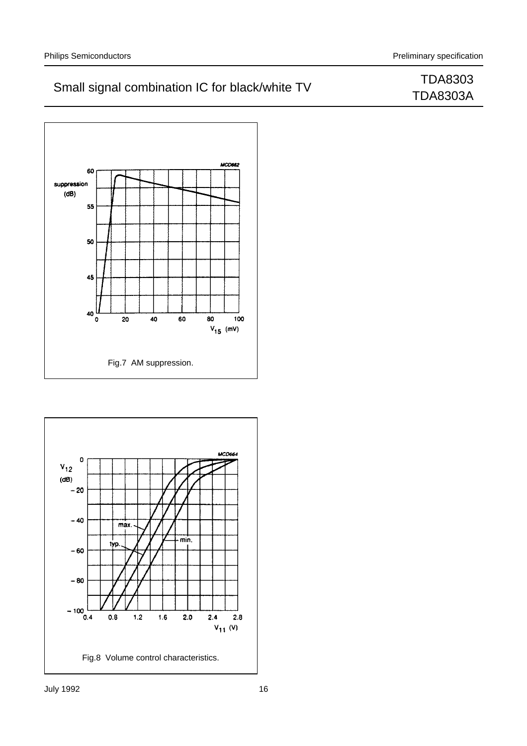Fig.7 AM suppression.

Fig.8 Volume control characteristics.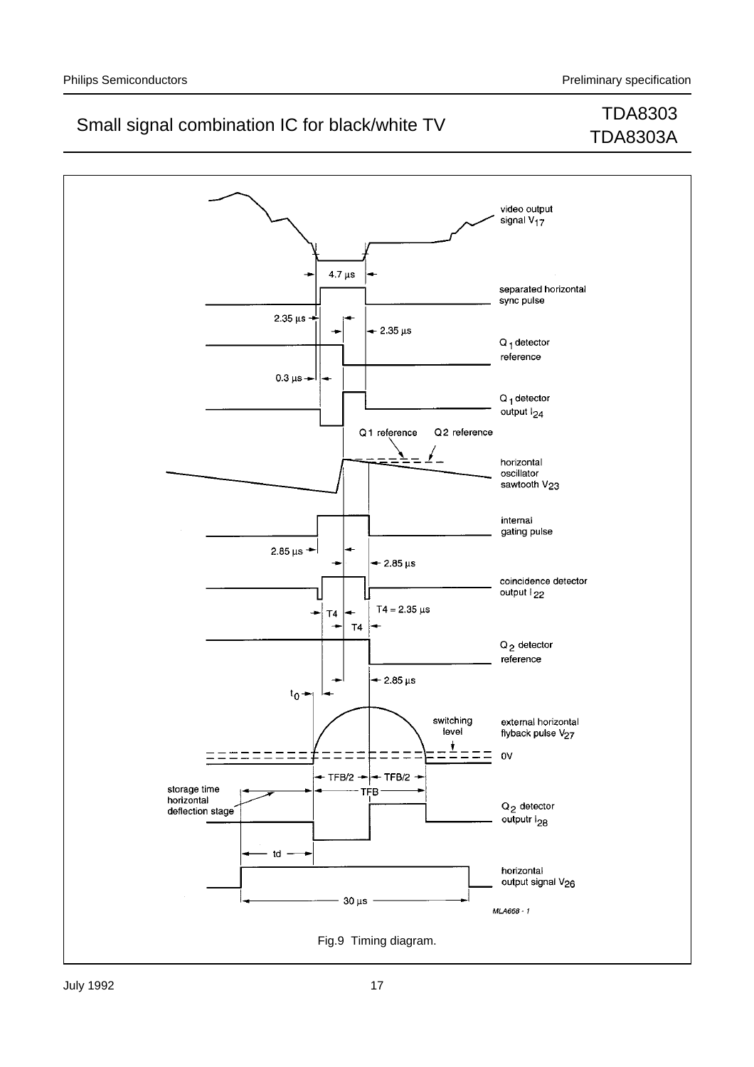video output signal $V_{17}$

4.7 μs

separated horizontal sync pulse

2.35 μs

2.35 μs

$Q_1$ detector reference

0.3 μs

$Q_1$ detector output $I_{24}$

Q1 reference

Q2 reference

horizontal oscillator sawtooth $V_{23}$

internal gating pulse

2.85 μs

2.85 μs

coincidence detector output $I_{22}$

T4

T4 = 2.35 μs

T4

$Q_2$ detector reference

2.85 μs

$t_0$

switching level

external horizontal flyback pulse $V_{27}$

0V

TFB/2

TFB/2

storage time horizontal deflection stage

TFB

$Q_2$ detector outputr $I_{28}$

td

horizontal output signal $V_{26}$

30 μs

MLA668 - 1

Fig.9 Timing diagram.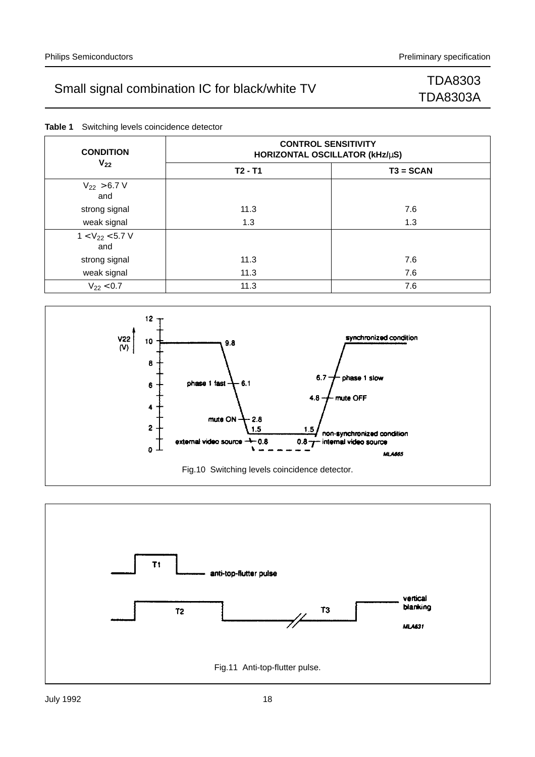**Table 1** Switching levels coincidence detector

| CONDITION $V_{22}$ | CONTROL SENSITIVITY HORIZONTAL OSCILLATOR (kHz/μS) | |
|---|---|---|
| | T2 - T1 | T3 = SCAN |
| $V_{22}$ > 6.7 V and | | |
| strong signal | 11.3 | 7.6 |
| weak signal | 1.3 | 1.3 |
| 1 < $V_{22}$ < 5.7 V and | | |
| strong signal | 11.3 | 7.6 |
| weak signal | 11.3 | 7.6 |
| $V_{22}$ < 0.7 | 11.3 | 7.6 |

Fig.10 Switching levels coincidence detector.

Fig.11 Anti-top-flutter pulse.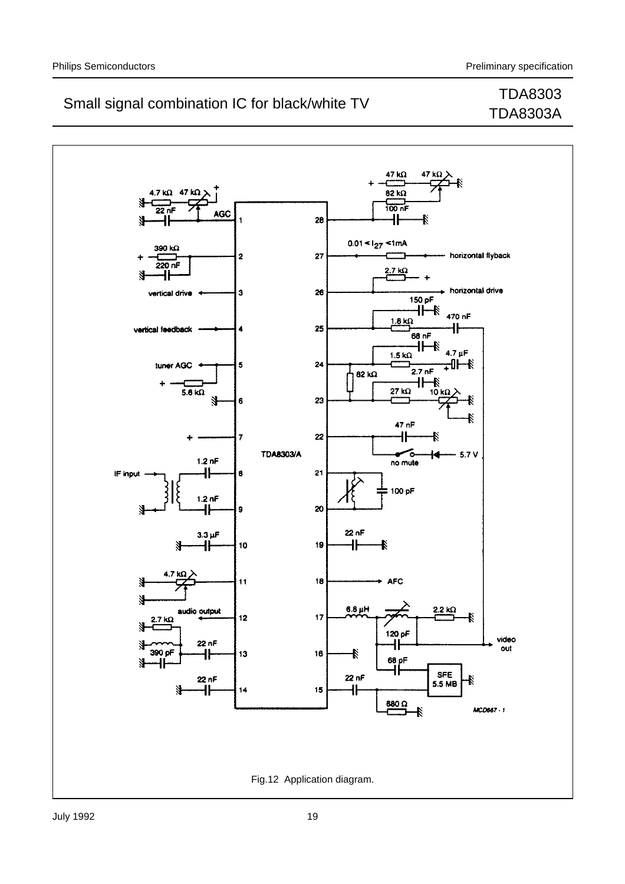Fig.12 Application diagram.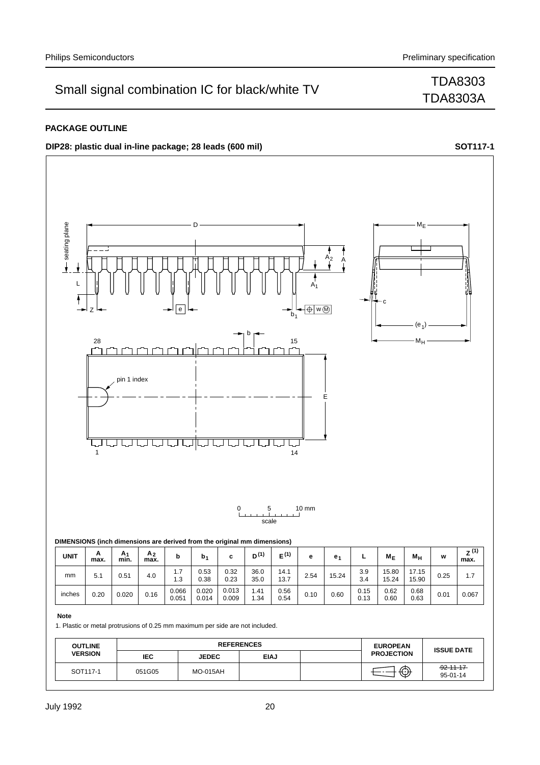## PACKAGE OUTLINE

**DIP28: plastic dual in-line package; 28 leads (600 mil)** **SOT117-1**

**DIMENSIONS (inch dimensions are derived from the original mm dimensions)**

| UNIT | A max. | $A_1$ min. | $A_2$ max. | b | $b_1$ | c | $D^{(1)}$ | $E^{(1)}$ | e | $e_1$ | L | $M_E$ | $M_H$ | w | $Z^{(1)}$ max. |
|---|---|---|---|---|---|---|---|---|---|---|---|---|---|---|---|
| mm | 5.1 | 0.51 | 4.0 | 1.7<br>1.3 | 0.53<br>0.38 | 0.32<br>0.23 | 36.0<br>35.0 | 14.1<br>13.7 | 2.54 | 15.24 | 3.9<br>3.4 | 15.80<br>15.24 | 17.15<br>15.90 | 0.25 | 1.7 |
| inches | 0.20 | 0.020 | 0.16 | 0.066<br>0.051 | 0.020<br>0.014 | 0.013<br>0.009 | 1.41<br>1.34 | 0.56<br>0.54 | 0.10 | 0.60 | 0.15<br>0.13 | 0.62<br>0.60 | 0.68<br>0.63 | 0.01 | 0.067 |

**Note**

1. Plastic or metal protrusions of 0.25 mm maximum per side are not included.

| OUTLINE VERSION | REFERENCES | | | | EUROPEAN PROJECTION | ISSUE DATE |
|---|---|---|---|---|---|---|
| | IEC | JEDEC | EIAJ | | | |
| SOT117-1 | 051G05 | MO-015AH | | | | ~~92-11-17~~<br>95-01-14 |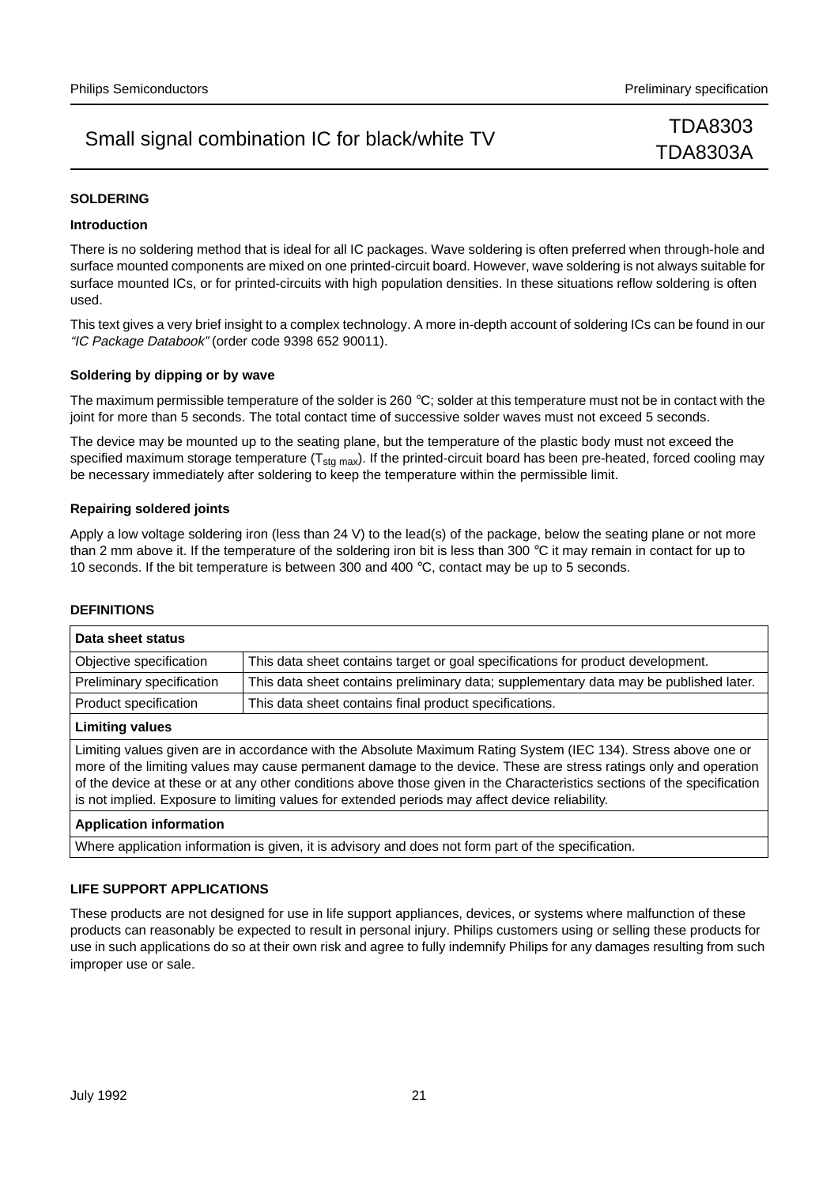## SOLDERING

### Introduction

There is no soldering method that is ideal for all IC packages. Wave soldering is often preferred when through-hole and surface mounted components are mixed on one printed-circuit board. However, wave soldering is not always suitable for surface mounted ICs, or for printed-circuits with high population densities. In these situations reflow soldering is often used.

This text gives a very brief insight to a complex technology. A more in-depth account of soldering ICs can be found in our *"IC Package Databook"* (order code 9398 652 90011).

### Soldering by dipping or by wave

The maximum permissible temperature of the solder is 260 °C; solder at this temperature must not be in contact with the joint for more than 5 seconds. The total contact time of successive solder waves must not exceed 5 seconds.

The device may be mounted up to the seating plane, but the temperature of the plastic body must not exceed the specified maximum storage temperature ($T_{stg\ max}$). If the printed-circuit board has been pre-heated, forced cooling may be necessary immediately after soldering to keep the temperature within the permissible limit.

### Repairing soldered joints

Apply a low voltage soldering iron (less than 24 V) to the lead(s) of the package, below the seating plane or not more than 2 mm above it. If the temperature of the soldering iron bit is less than 300 °C it may remain in contact for up to 10 seconds. If the bit temperature is between 300 and 400 °C, contact may be up to 5 seconds.

## DEFINITIONS

| Data sheet status | |
|---|---|
| Objective specification | This data sheet contains target or goal specifications for product development. |
| Preliminary specification | This data sheet contains preliminary data; supplementary data may be published later. |
| Product specification | This data sheet contains final product specifications. |

**Limiting values**

Limiting values given are in accordance with the Absolute Maximum Rating System (IEC 134). Stress above one or more of the limiting values may cause permanent damage to the device. These are stress ratings only and operation of the device at these or at any other conditions above those given in the Characteristics sections of the specification is not implied. Exposure to limiting values for extended periods may affect device reliability.

**Application information**

Where application information is given, it is advisory and does not form part of the specification.

## LIFE SUPPORT APPLICATIONS

These products are not designed for use in life support appliances, devices, or systems where malfunction of these products can reasonably be expected to result in personal injury. Philips customers using or selling these products for use in such applications do so at their own risk and agree to fully indemnify Philips for any damages resulting from such improper use or sale.